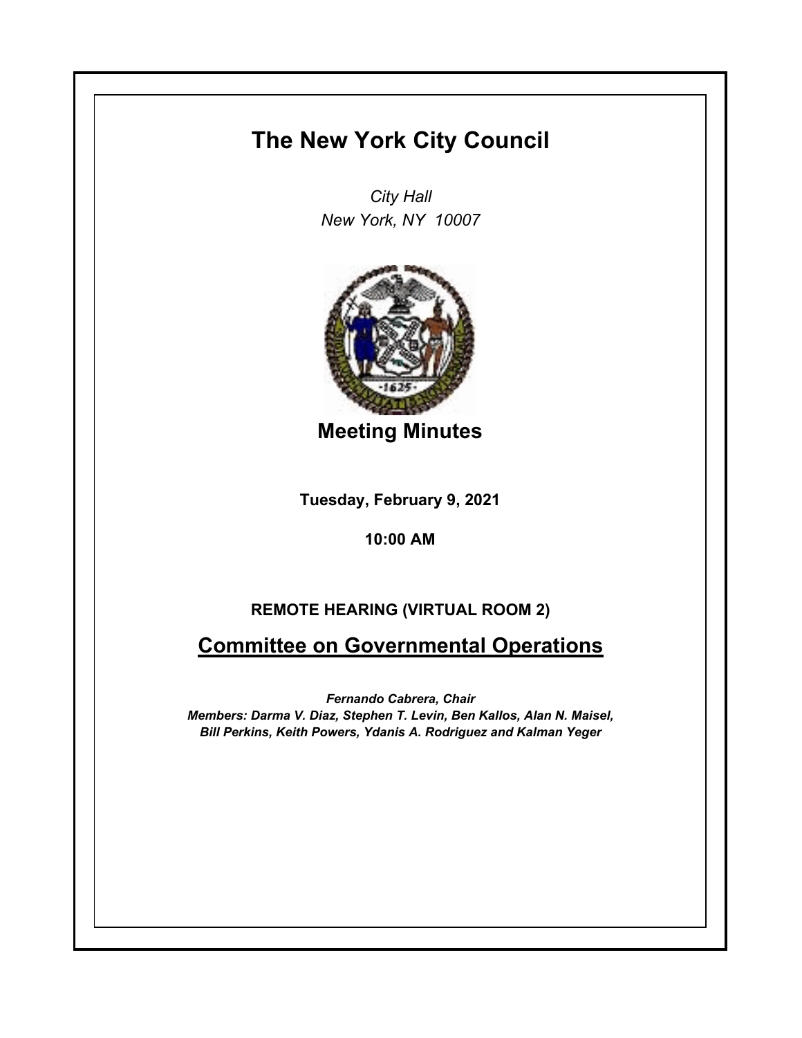# The New York City Council

*City Hall*
*New York, NY 10007*

## Meeting Minutes

**Tuesday, February 9, 2021**

**10:00 AM**

**REMOTE HEARING (VIRTUAL ROOM 2)**

## Committee on Governmental Operations

***Fernando Cabrera, Chair***
***Members: Darma V. Diaz, Stephen T. Levin, Ben Kallos, Alan N. Maisel, Bill Perkins, Keith Powers, Ydanis A. Rodriguez and Kalman Yeger***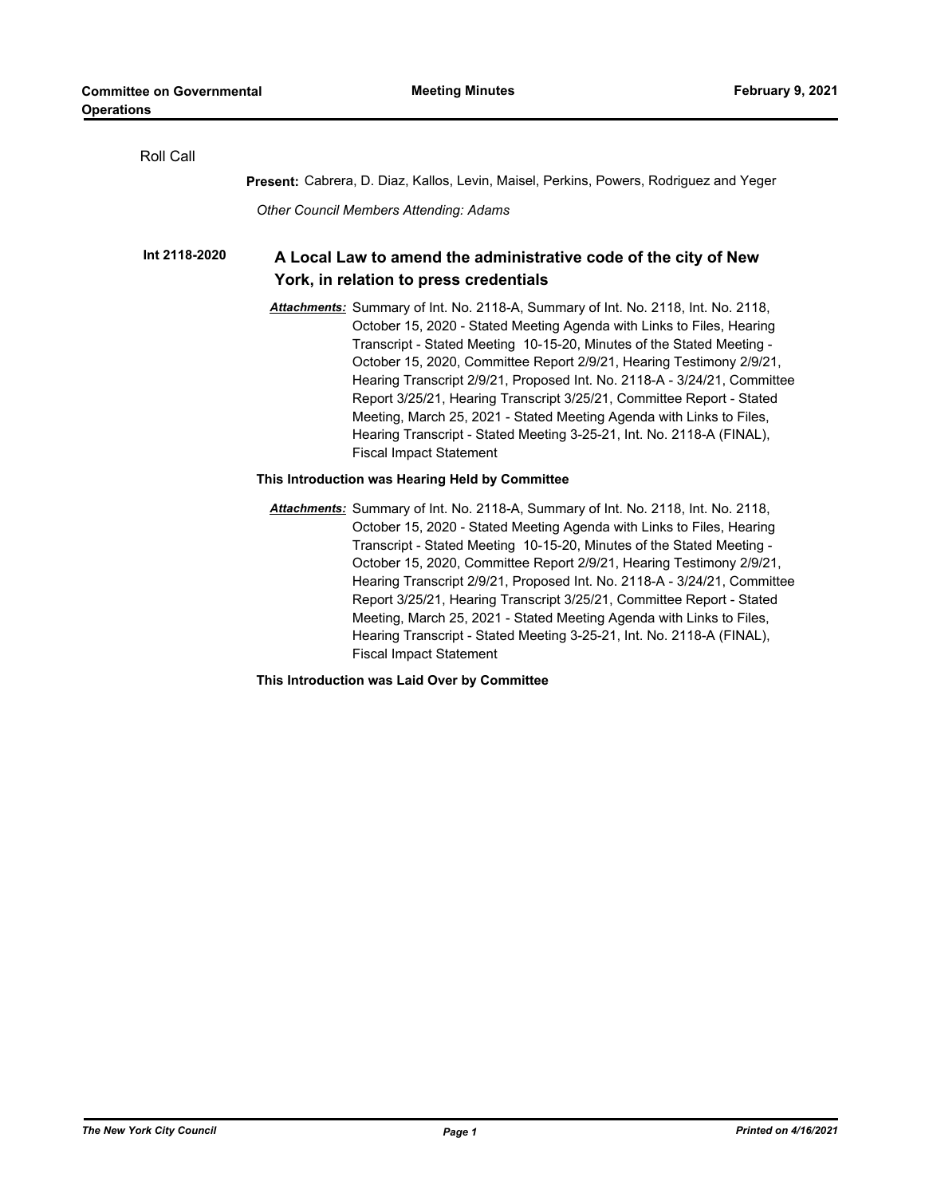Roll Call

**Present:** Cabrera, D. Diaz, Kallos, Levin, Maisel, Perkins, Powers, Rodriguez and Yeger

*Other Council Members Attending: Adams*

**Int 2118-2020**

## A Local Law to amend the administrative code of the city of New York, in relation to press credentials

***Attachments:*** Summary of Int. No. 2118-A, Summary of Int. No. 2118, Int. No. 2118, October 15, 2020 - Stated Meeting Agenda with Links to Files, Hearing Transcript - Stated Meeting 10-15-20, Minutes of the Stated Meeting - October 15, 2020, Committee Report 2/9/21, Hearing Testimony 2/9/21, Hearing Transcript 2/9/21, Proposed Int. No. 2118-A - 3/24/21, Committee Report 3/25/21, Hearing Transcript 3/25/21, Committee Report - Stated Meeting, March 25, 2021 - Stated Meeting Agenda with Links to Files, Hearing Transcript - Stated Meeting 3-25-21, Int. No. 2118-A (FINAL), Fiscal Impact Statement

**This Introduction was Hearing Held by Committee**

***Attachments:*** Summary of Int. No. 2118-A, Summary of Int. No. 2118, Int. No. 2118, October 15, 2020 - Stated Meeting Agenda with Links to Files, Hearing Transcript - Stated Meeting 10-15-20, Minutes of the Stated Meeting - October 15, 2020, Committee Report 2/9/21, Hearing Testimony 2/9/21, Hearing Transcript 2/9/21, Proposed Int. No. 2118-A - 3/24/21, Committee Report 3/25/21, Hearing Transcript 3/25/21, Committee Report - Stated Meeting, March 25, 2021 - Stated Meeting Agenda with Links to Files, Hearing Transcript - Stated Meeting 3-25-21, Int. No. 2118-A (FINAL), Fiscal Impact Statement

**This Introduction was Laid Over by Committee**